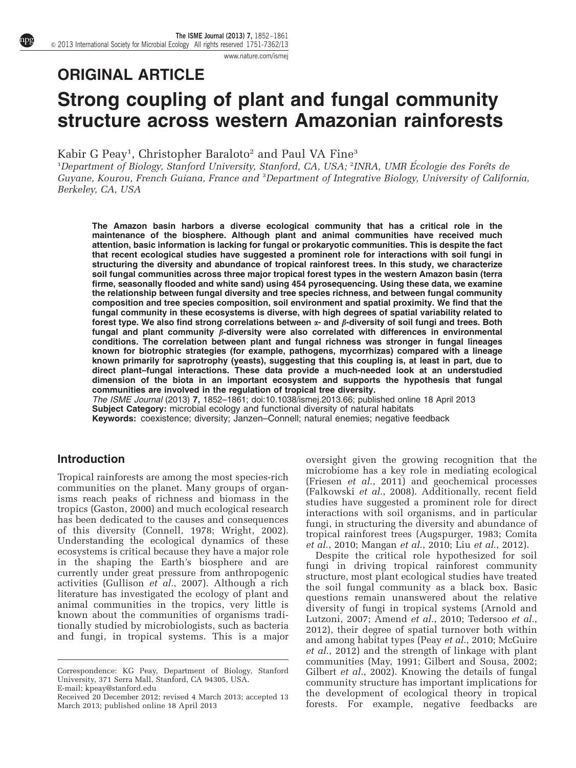# ORIGINAL ARTICLE

# Strong coupling of plant and fungal community structure across western Amazonian rainforests

Kabir G Peay[1], Christopher Baraloto[2] and Paul VA Fine[3]

[1]Department of Biology, Stanford University, Stanford, CA, USA; [2]INRA, UMR Écologie des Forêts de Guyane, Kourou, French Guiana, France and [3]Department of Integrative Biology, University of California, Berkeley, CA, USA

**The Amazon basin harbors a diverse ecological community that has a critical role in the maintenance of the biosphere. Although plant and animal communities have received much attention, basic information is lacking for fungal or prokaryotic communities. This is despite the fact that recent ecological studies have suggested a prominent role for interactions with soil fungi in structuring the diversity and abundance of tropical rainforest trees. In this study, we characterize soil fungal communities across three major tropical forest types in the western Amazon basin (terra firme, seasonally flooded and white sand) using 454 pyrosequencing. Using these data, we examine the relationship between fungal diversity and tree species richness, and between fungal community composition and tree species composition, soil environment and spatial proximity. We find that the fungal community in these ecosystems is diverse, with high degrees of spatial variability related to forest type. We also find strong correlations between $\alpha$- and $\beta$-diversity of soil fungi and trees. Both fungal and plant community $\beta$-diversity were also correlated with differences in environmental conditions. The correlation between plant and fungal richness was stronger in fungal lineages known for biotrophic strategies (for example, pathogens, mycorrhizas) compared with a lineage known primarily for saprotrophy (yeasts), suggesting that this coupling is, at least in part, due to direct plant–fungal interactions. These data provide a much-needed look at an understudied dimension of the biota in an important ecosystem and supports the hypothesis that fungal communities are involved in the regulation of tropical tree diversity.**

*The ISME Journal* (2013) **7**, 1852–1861; doi:10.1038/ismej.2013.66; published online 18 April 2013

**Subject Category:** microbial ecology and functional diversity of natural habitats

**Keywords:** coexistence; diversity; Janzen–Connell; natural enemies; negative feedback

## Introduction

Tropical rainforests are among the most species-rich communities on the planet. Many groups of organisms reach peaks of richness and biomass in the tropics (Gaston, 2000) and much ecological research has been dedicated to the causes and consequences of this diversity (Connell, 1978; Wright, 2002). Understanding the ecological dynamics of these ecosystems is critical because they have a major role in the shaping the Earth's biosphere and are currently under great pressure from anthropogenic activities (Gullison *et al.*, 2007). Although a rich literature has investigated the ecology of plant and animal communities in the tropics, very little is known about the communities of organisms traditionally studied by microbiologists, such as bacteria and fungi, in tropical systems. This is a major oversight given the growing recognition that the microbiome has a key role in mediating ecological (Friesen *et al.*, 2011) and geochemical processes (Falkowski *et al.*, 2008). Additionally, recent field studies have suggested a prominent role for direct interactions with soil organisms, and in particular fungi, in structuring the diversity and abundance of tropical rainforest trees (Augspurger, 1983; Comita *et al.*, 2010; Mangan *et al.*, 2010; Liu *et al.*, 2012).

Despite the critical role hypothesized for soil fungi in driving tropical rainforest community structure, most plant ecological studies have treated the soil fungal community as a black box. Basic questions remain unanswered about the relative diversity of fungi in tropical systems (Arnold and Lutzoni, 2007; Amend *et al.*, 2010; Tedersoo *et al.*, 2012), their degree of spatial turnover both within and among habitat types (Peay *et al.*, 2010; McGuire *et al.*, 2012) and the strength of linkage with plant communities (May, 1991; Gilbert and Sousa, 2002; Gilbert *et al.*, 2002). Knowing the details of fungal community structure has important implications for the development of ecological theory in tropical forests. For example, negative feedbacks are

Correspondence: KG Peay, Department of Biology, Stanford University, 371 Serra Mall, Stanford, CA 94305, USA.
E-mail: kpeay@stanford.edu

Received 20 December 2012; revised 4 March 2013; accepted 13 March 2013; published online 18 April 2013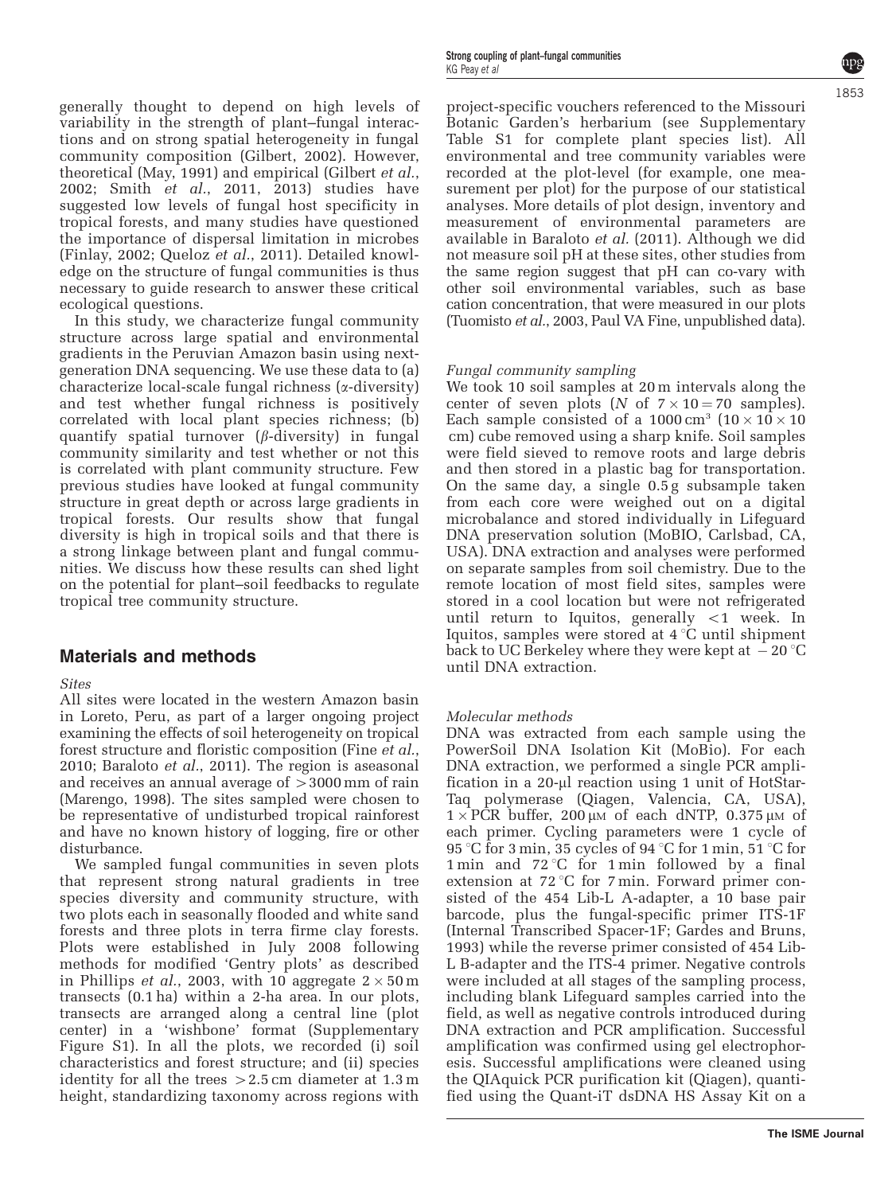generally thought to depend on high levels of variability in the strength of plant–fungal interactions and on strong spatial heterogeneity in fungal community composition (Gilbert, 2002). However, theoretical (May, 1991) and empirical (Gilbert *et al.*, 2002; Smith *et al.*, 2011, 2013) studies have suggested low levels of fungal host specificity in tropical forests, and many studies have questioned the importance of dispersal limitation in microbes (Finlay, 2002; Queloz *et al.*, 2011). Detailed knowledge on the structure of fungal communities is thus necessary to guide research to answer these critical ecological questions.

In this study, we characterize fungal community structure across large spatial and environmental gradients in the Peruvian Amazon basin using next-generation DNA sequencing. We use these data to (a) characterize local-scale fungal richness ($\alpha$-diversity) and test whether fungal richness is positively correlated with local plant species richness; (b) quantify spatial turnover ($\beta$-diversity) in fungal community similarity and test whether or not this is correlated with plant community structure. Few previous studies have looked at fungal community structure in great depth or across large gradients in tropical forests. Our results show that fungal diversity is high in tropical soils and that there is a strong linkage between plant and fungal communities. We discuss how these results can shed light on the potential for plant–soil feedbacks to regulate tropical tree community structure.

## Materials and methods

### *Sites*

All sites were located in the western Amazon basin in Loreto, Peru, as part of a larger ongoing project examining the effects of soil heterogeneity on tropical forest structure and floristic composition (Fine *et al.*, 2010; Baraloto *et al.*, 2011). The region is aseasonal and receives an annual average of $>3000$ mm of rain (Marengo, 1998). The sites sampled were chosen to be representative of undisturbed tropical rainforest and have no known history of logging, fire or other disturbance.

We sampled fungal communities in seven plots that represent strong natural gradients in tree species diversity and community structure, with two plots each in seasonally flooded and white sand forests and three plots in terra firme clay forests. Plots were established in July 2008 following methods for modified 'Gentry plots' as described in Phillips *et al.*, 2003, with 10 aggregate $2 \times 50$ m transects (0.1 ha) within a 2-ha area. In our plots, transects are arranged along a central line (plot center) in a 'wishbone' format (Supplementary Figure S1). In all the plots, we recorded (i) soil characteristics and forest structure; and (ii) species identity for all the trees $>2.5$ cm diameter at 1.3 m height, standardizing taxonomy across regions with project-specific vouchers referenced to the Missouri Botanic Garden's herbarium (see Supplementary Table S1 for complete plant species list). All environmental and tree community variables were recorded at the plot-level (for example, one measurement per plot) for the purpose of our statistical analyses. More details of plot design, inventory and measurement of environmental parameters are available in Baraloto *et al.* (2011). Although we did not measure soil pH at these sites, other studies from the same region suggest that pH can co-vary with other soil environmental variables, such as base cation concentration, that were measured in our plots (Tuomisto *et al.*, 2003, Paul VA Fine, unpublished data).

### *Fungal community sampling*

We took 10 soil samples at 20 m intervals along the center of seven plots ($N$ of $7 \times 10 = 70$ samples). Each sample consisted of a $1000\,\text{cm}^3$ ($10 \times 10 \times 10$ cm) cube removed using a sharp knife. Soil samples were field sieved to remove roots and large debris and then stored in a plastic bag for transportation. On the same day, a single 0.5 g subsample taken from each core were weighed out on a digital microbalance and stored individually in Lifeguard DNA preservation solution (MoBIO, Carlsbad, CA, USA). DNA extraction and analyses were performed on separate samples from soil chemistry. Due to the remote location of most field sites, samples were stored in a cool location but were not refrigerated until return to Iquitos, generally $<1$ week. In Iquitos, samples were stored at 4 °C until shipment back to UC Berkeley where they were kept at $-20$ °C until DNA extraction.

### *Molecular methods*

DNA was extracted from each sample using the PowerSoil DNA Isolation Kit (MoBio). For each DNA extraction, we performed a single PCR amplification in a 20-μl reaction using 1 unit of HotStarTaq polymerase (Qiagen, Valencia, CA, USA), $1\times$ PCR buffer, 200 μM of each dNTP, 0.375 μM of each primer. Cycling parameters were 1 cycle of 95 °C for 3 min, 35 cycles of 94 °C for 1 min, 51 °C for 1 min and 72 °C for 1 min followed by a final extension at 72 °C for 7 min. Forward primer consisted of the 454 Lib-L A-adapter, a 10 base pair barcode, plus the fungal-specific primer ITS-1F (Internal Transcribed Spacer-1F; Gardes and Bruns, 1993) while the reverse primer consisted of 454 Lib-L B-adapter and the ITS-4 primer. Negative controls were included at all stages of the sampling process, including blank Lifeguard samples carried into the field, as well as negative controls introduced during DNA extraction and PCR amplification. Successful amplification was confirmed using gel electrophoresis. Successful amplifications were cleaned using the QIAquick PCR purification kit (Qiagen), quantified using the Quant-iT dsDNA HS Assay Kit on a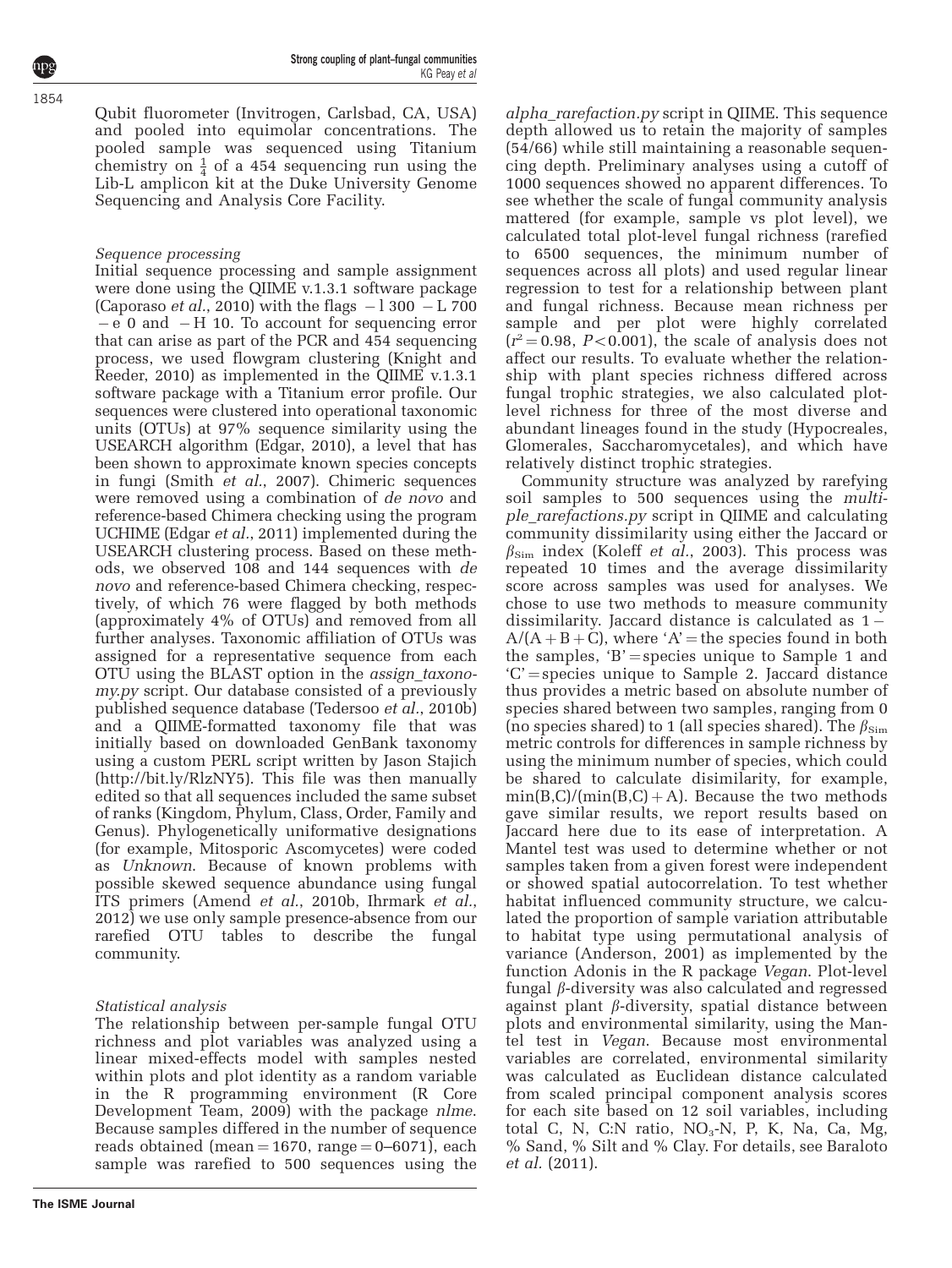Qubit fluorometer (Invitrogen, Carlsbad, CA, USA) and pooled into equimolar concentrations. The pooled sample was sequenced using Titanium chemistry on $\frac{1}{4}$ of a 454 sequencing run using the Lib-L amplicon kit at the Duke University Genome Sequencing and Analysis Core Facility.

### *Sequence processing*

Initial sequence processing and sample assignment were done using the QIIME v.1.3.1 software package (Caporaso *et al.*, 2010) with the flags −l 300 −L 700 −e 0 and −H 10. To account for sequencing error that can arise as part of the PCR and 454 sequencing process, we used flowgram clustering (Knight and Reeder, 2010) as implemented in the QIIME v.1.3.1 software package with a Titanium error profile. Our sequences were clustered into operational taxonomic units (OTUs) at 97% sequence similarity using the USEARCH algorithm (Edgar, 2010), a level that has been shown to approximate known species concepts in fungi (Smith *et al.*, 2007). Chimeric sequences were removed using a combination of *de novo* and reference-based Chimera checking using the program UCHIME (Edgar *et al.*, 2011) implemented during the USEARCH clustering process. Based on these methods, we observed 108 and 144 sequences with *de novo* and reference-based Chimera checking, respectively, of which 76 were flagged by both methods (approximately 4% of OTUs) and removed from all further analyses. Taxonomic affiliation of OTUs was assigned for a representative sequence from each OTU using the BLAST option in the *assign_taxonomy.py* script. Our database consisted of a previously published sequence database (Tedersoo *et al.*, 2010b) and a QIIME-formatted taxonomy file that was initially based on downloaded GenBank taxonomy using a custom PERL script written by Jason Stajich (http://bit.ly/RlzNY5). This file was then manually edited so that all sequences included the same subset of ranks (Kingdom, Phylum, Class, Order, Family and Genus). Phylogenetically uniformative designations (for example, Mitosporic Ascomycetes) were coded as *Unknown*. Because of known problems with possible skewed sequence abundance using fungal ITS primers (Amend *et al.*, 2010b, Ihrmark *et al.*, 2012) we use only sample presence-absence from our rarefied OTU tables to describe the fungal community.

### *Statistical analysis*

The relationship between per-sample fungal OTU richness and plot variables was analyzed using a linear mixed-effects model with samples nested within plots and plot identity as a random variable in the R programming environment (R Core Development Team, 2009) with the package *nlme*. Because samples differed in the number of sequence reads obtained (mean = 1670, range = 0–6071), each sample was rarefied to 500 sequences using the *alpha_rarefaction.py* script in QIIME. This sequence depth allowed us to retain the majority of samples (54/66) while still maintaining a reasonable sequencing depth. Preliminary analyses using a cutoff of 1000 sequences showed no apparent differences. To see whether the scale of fungal community analysis mattered (for example, sample vs plot level), we calculated total plot-level fungal richness (rarefied to 6500 sequences, the minimum number of sequences across all plots) and used regular linear regression to test for a relationship between plant and fungal richness. Because mean richness per sample and per plot were highly correlated ($r^2 = 0.98$, $P < 0.001$), the scale of analysis does not affect our results. To evaluate whether the relationship with plant species richness differed across fungal trophic strategies, we also calculated plot-level richness for three of the most diverse and abundant lineages found in the study (Hypocreales, Glomerales, Saccharomycetales), and which have relatively distinct trophic strategies.

Community structure was analyzed by rarefying soil samples to 500 sequences using the *multiple_rarefactions.py* script in QIIME and calculating community dissimilarity using either the Jaccard or $\beta_{\text{Sim}}$ index (Koleff *et al.*, 2003). This process was repeated 10 times and the average dissimilarity score across samples was used for analyses. We chose to use two methods to measure community dissimilarity. Jaccard distance is calculated as $1 - A/(A + B + C)$, where 'A' = the species found in both the samples, 'B' = species unique to Sample 1 and 'C' = species unique to Sample 2. Jaccard distance thus provides a metric based on absolute number of species shared between two samples, ranging from 0 (no species shared) to 1 (all species shared). The $\beta_{\text{Sim}}$ metric controls for differences in sample richness by using the minimum number of species, which could be shared to calculate disimilarity, for example, $\min(B,C)/(\min(B,C) + A)$. Because the two methods gave similar results, we report results based on Jaccard here due to its ease of interpretation. A Mantel test was used to determine whether or not samples taken from a given forest were independent or showed spatial autocorrelation. To test whether habitat influenced community structure, we calculated the proportion of sample variation attributable to habitat type using permutational analysis of variance (Anderson, 2001) as implemented by the function Adonis in the R package *Vegan*. Plot-level fungal $\beta$-diversity was also calculated and regressed against plant $\beta$-diversity, spatial distance between plots and environmental similarity, using the Mantel test in *Vegan*. Because most environmental variables are correlated, environmental similarity was calculated as Euclidean distance calculated from scaled principal component analysis scores for each site based on 12 soil variables, including total C, N, C:N ratio, $NO_3$-N, P, K, Na, Ca, Mg, % Sand, % Silt and % Clay. For details, see Baraloto *et al.* (2011).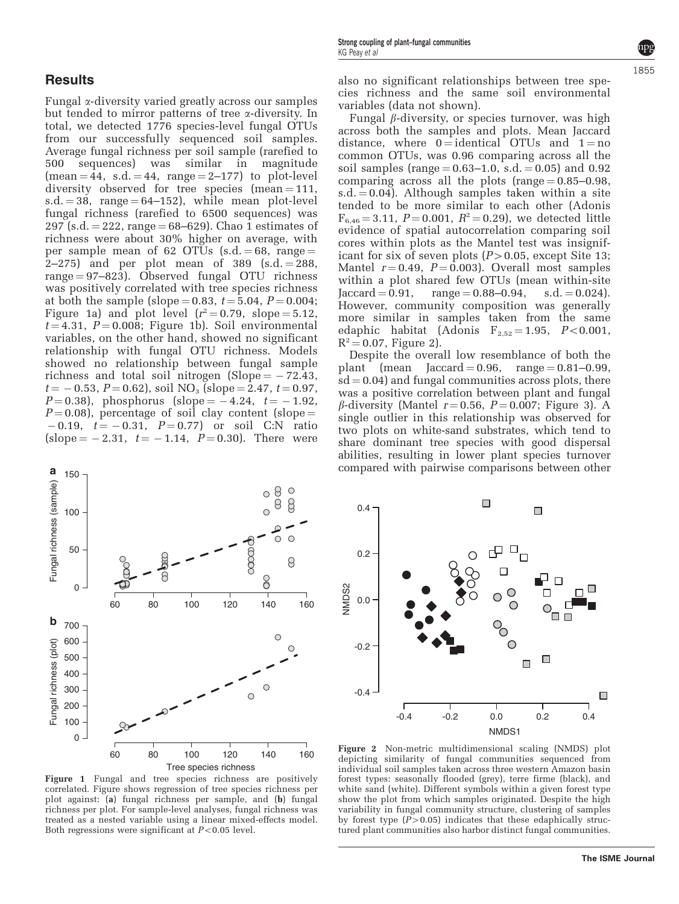## Results

Fungal α-diversity varied greatly across our samples but tended to mirror patterns of tree α-diversity. In total, we detected 1776 species-level fungal OTUs from our successfully sequenced soil samples. Average fungal richness per soil sample (rarefied to 500 sequences) was similar in magnitude (mean = 44, s.d. = 44, range = 2–177) to plot-level diversity observed for tree species (mean = 111, s.d. = 38, range = 64–152), while mean plot-level fungal richness (rarefied to 6500 sequences) was 297 (s.d. = 222, range = 68–629). Chao 1 estimates of richness were about 30% higher on average, with per sample mean of 62 OTUs (s.d. = 68, range = 2–275) and per plot mean of 389 (s.d. = 288, range = 97–823). Observed fungal OTU richness was positively correlated with tree species richness at both the sample (slope = 0.83, $t = 5.04$, $P = 0.004$; Figure 1a) and plot level ($r^2 = 0.79$, slope = 5.12, $t = 4.31$, $P = 0.008$; Figure 1b). Soil environmental variables, on the other hand, showed no significant relationship with fungal OTU richness. Models showed no relationship between fungal sample richness and total soil nitrogen (Slope = −72.43, $t = -0.53$, $P = 0.62$), soil $NO_3$ (slope = 2.47, $t = 0.97$, $P = 0.38$), phosphorus (slope = −4.24, $t = -1.92$, $P = 0.08$), percentage of soil clay content (slope = −0.19, $t = -0.31$, $P = 0.77$) or soil C:N ratio (slope = −2.31, $t = -1.14$, $P = 0.30$). There were also no significant relationships between tree species richness and the same soil environmental variables (data not shown).

Fungal β-diversity, or species turnover, was high across both the samples and plots. Mean Jaccard distance, where 0 = identical OTUs and 1 = no common OTUs, was 0.96 comparing across all the soil samples (range = 0.63–1.0, s.d. = 0.05) and 0.92 comparing across all the plots (range = 0.85–0.98, s.d. = 0.04). Although samples taken within a site tended to be more similar to each other (Adonis $F_{6,46} = 3.11$, $P = 0.001$, $R^2 = 0.29$), we detected little evidence of spatial autocorrelation comparing soil cores within plots as the Mantel test was insignificant for six of seven plots ($P > 0.05$, except Site 13; Mantel $r = 0.49$, $P = 0.003$). Overall most samples within a plot shared few OTUs (mean within-site Jaccard = 0.91, range = 0.88–0.94, s.d. = 0.024). However, community composition was generally more similar in samples taken from the same edaphic habitat (Adonis $F_{2,52} = 1.95$, $P < 0.001$, $R^2 = 0.07$, Figure 2).

Despite the overall low resemblance of both the plant (mean Jaccard = 0.96, range = 0.81–0.99, sd = 0.04) and fungal communities across plots, there was a positive correlation between plant and fungal β-diversity (Mantel $r = 0.56$, $P = 0.007$; Figure 3). A single outlier in this relationship was observed for two plots on white-sand substrates, which tend to share dominant tree species with good dispersal abilities, resulting in lower plant species turnover compared with pairwise comparisons between other

**Figure 1** Fungal and tree species richness are positively correlated. Figure shows regression of tree species richness per plot against: (**a**) fungal richness per sample, and (**b**) fungal richness per plot. For sample-level analyses, fungal richness was treated as a nested variable using a linear mixed-effects model. Both regressions were significant at $P < 0.05$ level.

**Figure 2** Non-metric multidimensional scaling (NMDS) plot depicting similarity of fungal communities sequenced from individual soil samples taken across three western Amazon basin forest types: seasonally flooded (grey), terre firme (black), and white sand (white). Different symbols within a given forest type show the plot from which samples originated. Despite the high variability in fungal community structure, clustering of samples by forest type ($P > 0.05$) indicates that these edaphically structured plant communities also harbor distinct fungal communities.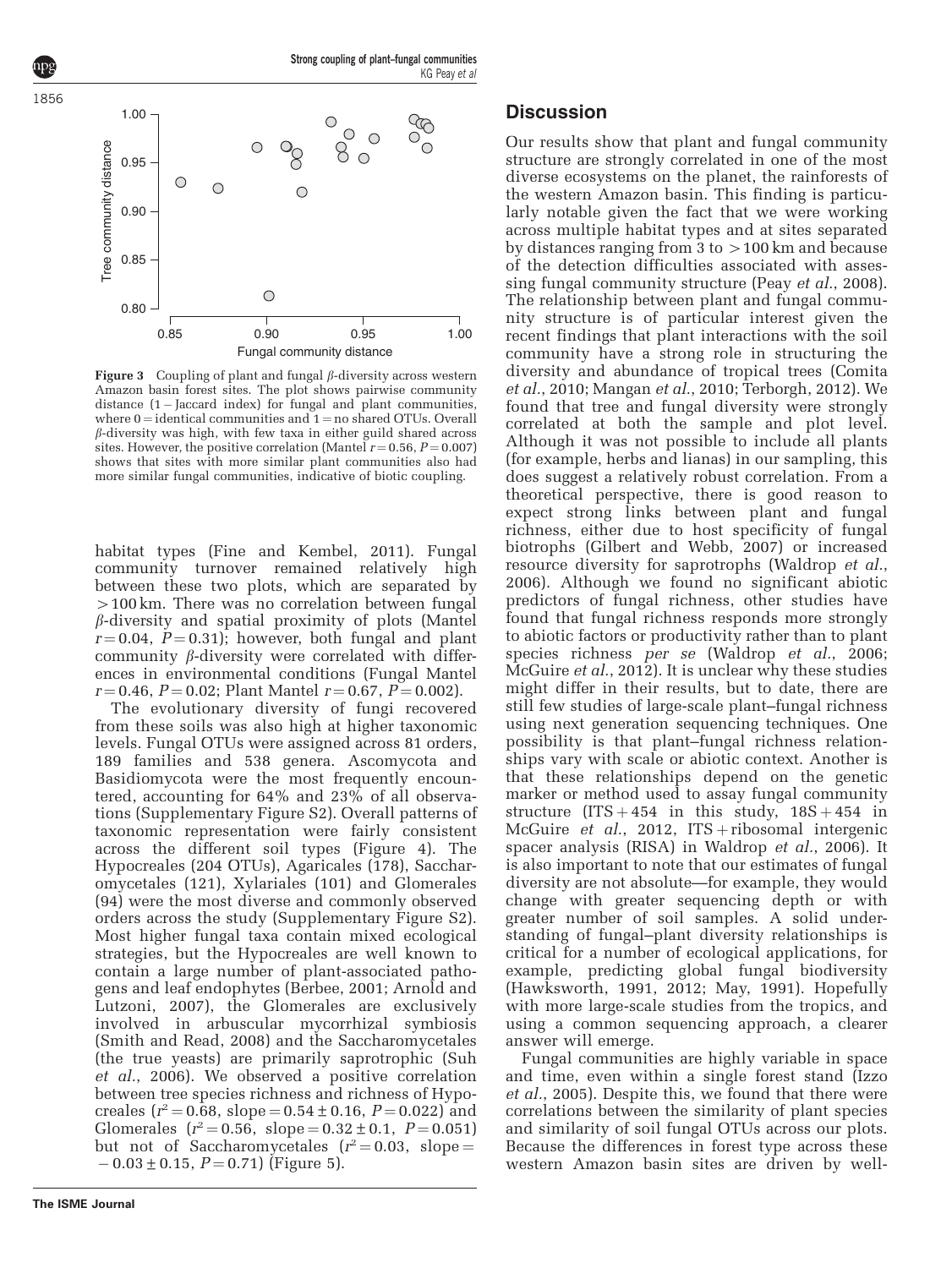**Figure 3** Coupling of plant and fungal β-diversity across western Amazon basin forest sites. The plot shows pairwise community distance (1 – Jaccard index) for fungal and plant communities, where 0 = identical communities and 1 = no shared OTUs. Overall β-diversity was high, with few taxa in either guild shared across sites. However, the positive correlation (Mantel $r = 0.56$, $P = 0.007$) shows that sites with more similar plant communities also had more similar fungal communities, indicative of biotic coupling.

habitat types (Fine and Kembel, 2011). Fungal community turnover remained relatively high between these two plots, which are separated by >100 km. There was no correlation between fungal β-diversity and spatial proximity of plots (Mantel $r = 0.04$, $P = 0.31$); however, both fungal and plant community β-diversity were correlated with differences in environmental conditions (Fungal Mantel $r = 0.46$, $P = 0.02$; Plant Mantel $r = 0.67$, $P = 0.002$).

The evolutionary diversity of fungi recovered from these soils was also high at higher taxonomic levels. Fungal OTUs were assigned across 81 orders, 189 families and 538 genera. Ascomycota and Basidiomycota were the most frequently encountered, accounting for 64% and 23% of all observations (Supplementary Figure S2). Overall patterns of taxonomic representation were fairly consistent across the different soil types (Figure 4). The Hypocreales (204 OTUs), Agaricales (178), Saccharomycetales (121), Xylariales (101) and Glomerales (94) were the most diverse and commonly observed orders across the study (Supplementary Figure S2). Most higher fungal taxa contain mixed ecological strategies, but the Hypocreales are well known to contain a large number of plant-associated pathogens and leaf endophytes (Berbee, 2001; Arnold and Lutzoni, 2007), the Glomerales are exclusively involved in arbuscular mycorrhizal symbiosis (Smith and Read, 2008) and the Saccharomycetales (the true yeasts) are primarily saprotrophic (Suh *et al.*, 2006). We observed a positive correlation between tree species richness and richness of Hypocreales ($r^2 = 0.68$, slope $= 0.54 \pm 0.16$, $P = 0.022$) and Glomerales ($r^2 = 0.56$, slope $= 0.32 \pm 0.1$, $P = 0.051$) but not of Saccharomycetales ($r^2 = 0.03$, slope $= -0.03 \pm 0.15$, $P = 0.71$) (Figure 5).

## Discussion

Our results show that plant and fungal community structure are strongly correlated in one of the most diverse ecosystems on the planet, the rainforests of the western Amazon basin. This finding is particularly notable given the fact that we were working across multiple habitat types and at sites separated by distances ranging from 3 to >100 km and because of the detection difficulties associated with assessing fungal community structure (Peay *et al.*, 2008). The relationship between plant and fungal community structure is of particular interest given the recent findings that plant interactions with the soil community have a strong role in structuring the diversity and abundance of tropical trees (Comita *et al.*, 2010; Mangan *et al.*, 2010; Terborgh, 2012). We found that tree and fungal diversity were strongly correlated at both the sample and plot level. Although it was not possible to include all plants (for example, herbs and lianas) in our sampling, this does suggest a relatively robust correlation. From a theoretical perspective, there is good reason to expect strong links between plant and fungal richness, either due to host specificity of fungal biotrophs (Gilbert and Webb, 2007) or increased resource diversity for saprotrophs (Waldrop *et al.*, 2006). Although we found no significant abiotic predictors of fungal richness, other studies have found that fungal richness responds more strongly to abiotic factors or productivity rather than to plant species richness *per se* (Waldrop *et al.*, 2006; McGuire *et al.*, 2012). It is unclear why these studies might differ in their results, but to date, there are still few studies of large-scale plant–fungal richness using next generation sequencing techniques. One possibility is that plant–fungal richness relationships vary with scale or abiotic context. Another is that these relationships depend on the genetic marker or method used to assay fungal community structure (ITS + 454 in this study, 18S + 454 in McGuire *et al.*, 2012, ITS + ribosomal intergenic spacer analysis (RISA) in Waldrop *et al.*, 2006). It is also important to note that our estimates of fungal diversity are not absolute—for example, they would change with greater sequencing depth or with greater number of soil samples. A solid understanding of fungal–plant diversity relationships is critical for a number of ecological applications, for example, predicting global fungal biodiversity (Hawksworth, 1991, 2012; May, 1991). Hopefully with more large-scale studies from the tropics, and using a common sequencing approach, a clearer answer will emerge.

Fungal communities are highly variable in space and time, even within a single forest stand (Izzo *et al.*, 2005). Despite this, we found that there were correlations between the similarity of plant species and similarity of soil fungal OTUs across our plots. Because the differences in forest type across these western Amazon basin sites are driven by well-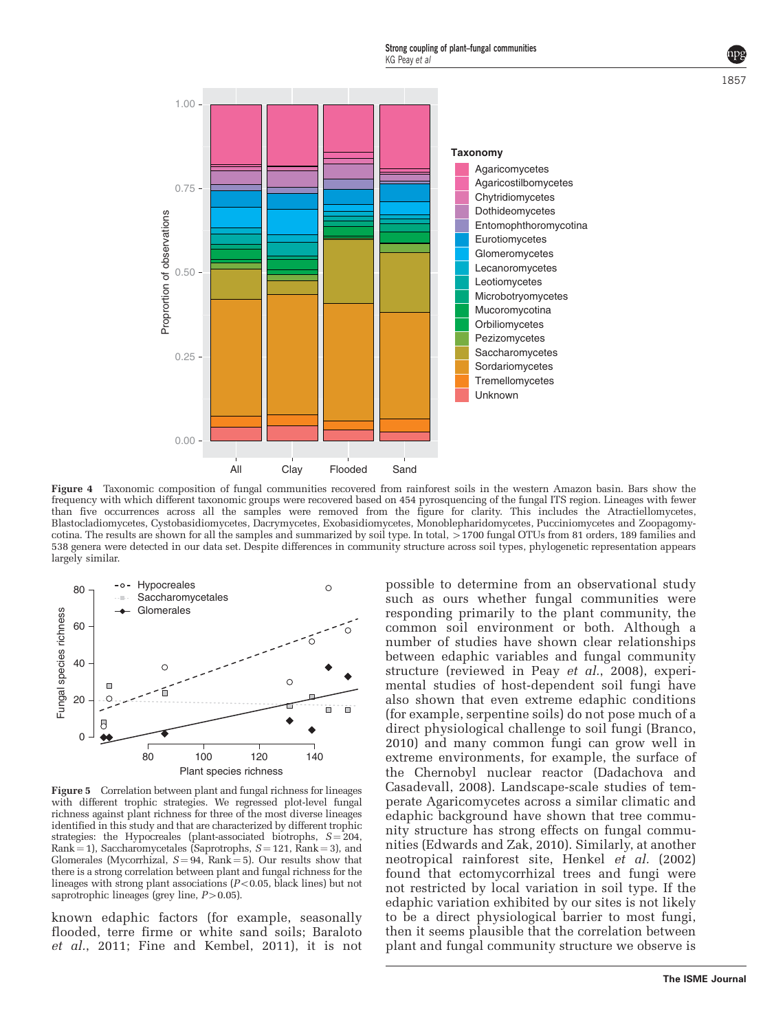**Figure 4** Taxonomic composition of fungal communities recovered from rainforest soils in the western Amazon basin. Bars show the frequency with which different taxonomic groups were recovered based on 454 pyrosquencing of the fungal ITS region. Lineages with fewer than five occurrences across all the samples were removed from the figure for clarity. This includes the Atractiellomycetes, Blastocladiomycetes, Cystobasidiomycetes, Dacrymycetes, Exobasidiomycetes, Monoblepharidomycetes, Pucciniomycetes and Zoopagomycotina. The results are shown for all the samples and summarized by soil type. In total, >1700 fungal OTUs from 81 orders, 189 families and 538 genera were detected in our data set. Despite differences in community structure across soil types, phylogenetic representation appears largely similar.

**Figure 5** Correlation between plant and fungal richness for lineages with different trophic strategies. We regressed plot-level fungal richness against plant richness for three of the most diverse lineages identified in this study and that are characterized by different trophic strategies: the Hypocreales (plant-associated biotrophs, $S = 204$, Rank = 1), Saccharomycetales (Saprotrophs, $S = 121$, Rank = 3), and Glomerales (Mycorrhizal, $S = 94$, Rank = 5). Our results show that there is a strong correlation between plant and fungal richness for the lineages with strong plant associations ($P < 0.05$, black lines) but not saprotrophic lineages (grey line, $P > 0.05$).

known edaphic factors (for example, seasonally flooded, terre firme or white sand soils; Baraloto *et al.*, 2011; Fine and Kembel, 2011), it is not possible to determine from an observational study such as ours whether fungal communities were responding primarily to the plant community, the common soil environment or both. Although a number of studies have shown clear relationships between edaphic variables and fungal community structure (reviewed in Peay *et al.*, 2008), experimental studies of host-dependent soil fungi have also shown that even extreme edaphic conditions (for example, serpentine soils) do not pose much of a direct physiological challenge to soil fungi (Branco, 2010) and many common fungi can grow well in extreme environments, for example, the surface of the Chernobyl nuclear reactor (Dadachova and Casadevall, 2008). Landscape-scale studies of temperate Agaricomycetes across a similar climatic and edaphic background have shown that tree community structure has strong effects on fungal communities (Edwards and Zak, 2010). Similarly, at another neotropical rainforest site, Henkel *et al.* (2002) found that ectomycorrhizal trees and fungi were not restricted by local variation in soil type. If the edaphic variation exhibited by our sites is not likely to be a direct physiological barrier to most fungi, then it seems plausible that the correlation between plant and fungal community structure we observe is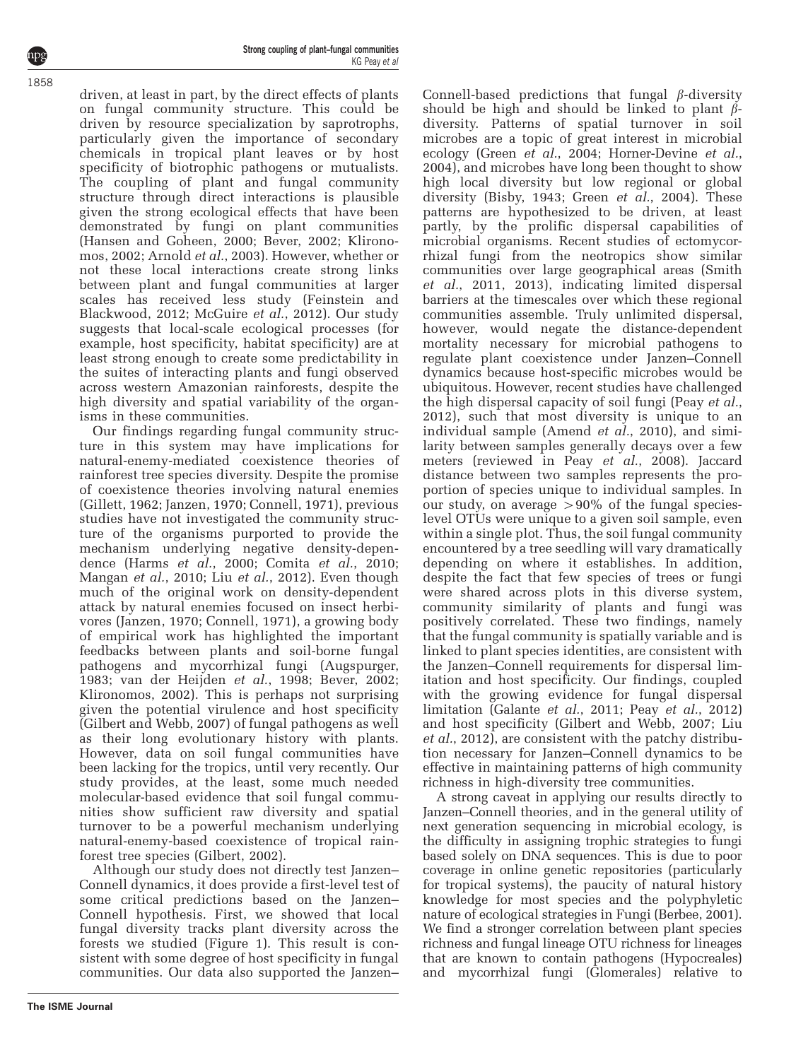driven, at least in part, by the direct effects of plants on fungal community structure. This could be driven by resource specialization by saprotrophs, particularly given the importance of secondary chemicals in tropical plant leaves or by host specificity of biotrophic pathogens or mutualists. The coupling of plant and fungal community structure through direct interactions is plausible given the strong ecological effects that have been demonstrated by fungi on plant communities (Hansen and Goheen, 2000; Bever, 2002; Klironomos, 2002; Arnold *et al.*, 2003). However, whether or not these local interactions create strong links between plant and fungal communities at larger scales has received less study (Feinstein and Blackwood, 2012; McGuire *et al.*, 2012). Our study suggests that local-scale ecological processes (for example, host specificity, habitat specificity) are at least strong enough to create some predictability in the suites of interacting plants and fungi observed across western Amazonian rainforests, despite the high diversity and spatial variability of the organisms in these communities.

Our findings regarding fungal community structure in this system may have implications for natural-enemy-mediated coexistence theories of rainforest tree species diversity. Despite the promise of coexistence theories involving natural enemies (Gillett, 1962; Janzen, 1970; Connell, 1971), previous studies have not investigated the community structure of the organisms purported to provide the mechanism underlying negative density-dependence (Harms *et al.*, 2000; Comita *et al.*, 2010; Mangan *et al.*, 2010; Liu *et al.*, 2012). Even though much of the original work on density-dependent attack by natural enemies focused on insect herbivores (Janzen, 1970; Connell, 1971), a growing body of empirical work has highlighted the important feedbacks between plants and soil-borne fungal pathogens and mycorrhizal fungi (Augspurger, 1983; van der Heijden *et al.*, 1998; Bever, 2002; Klironomos, 2002). This is perhaps not surprising given the potential virulence and host specificity (Gilbert and Webb, 2007) of fungal pathogens as well as their long evolutionary history with plants. However, data on soil fungal communities have been lacking for the tropics, until very recently. Our study provides, at the least, some much needed molecular-based evidence that soil fungal communities show sufficient raw diversity and spatial turnover to be a powerful mechanism underlying natural-enemy-based coexistence of tropical rainforest tree species (Gilbert, 2002).

Although our study does not directly test Janzen–Connell dynamics, it does provide a first-level test of some critical predictions based on the Janzen–Connell hypothesis. First, we showed that local fungal diversity tracks plant diversity across the forests we studied (Figure 1). This result is consistent with some degree of host specificity in fungal communities. Our data also supported the Janzen–Connell-based predictions that fungal $\beta$-diversity should be high and should be linked to plant $\beta$-diversity. Patterns of spatial turnover in soil microbes are a topic of great interest in microbial ecology (Green *et al.*, 2004; Horner-Devine *et al.*, 2004), and microbes have long been thought to show high local diversity but low regional or global diversity (Bisby, 1943; Green *et al.*, 2004). These patterns are hypothesized to be driven, at least partly, by the prolific dispersal capabilities of microbial organisms. Recent studies of ectomycorrhizal fungi from the neotropics show similar communities over large geographical areas (Smith *et al.*, 2011, 2013), indicating limited dispersal barriers at the timescales over which these regional communities assemble. Truly unlimited dispersal, however, would negate the distance-dependent mortality necessary for microbial pathogens to regulate plant coexistence under Janzen–Connell dynamics because host-specific microbes would be ubiquitous. However, recent studies have challenged the high dispersal capacity of soil fungi (Peay *et al.*, 2012), such that most diversity is unique to an individual sample (Amend *et al.*, 2010), and similarity between samples generally decays over a few meters (reviewed in Peay *et al.*, 2008). Jaccard distance between two samples represents the proportion of species unique to individual samples. In our study, on average $>90\%$ of the fungal species-level OTUs were unique to a given soil sample, even within a single plot. Thus, the soil fungal community encountered by a tree seedling will vary dramatically depending on where it establishes. In addition, despite the fact that few species of trees or fungi were shared across plots in this diverse system, community similarity of plants and fungi was positively correlated. These two findings, namely that the fungal community is spatially variable and is linked to plant species identities, are consistent with the Janzen–Connell requirements for dispersal limitation and host specificity. Our findings, coupled with the growing evidence for fungal dispersal limitation (Galante *et al.*, 2011; Peay *et al.*, 2012) and host specificity (Gilbert and Webb, 2007; Liu *et al.*, 2012), are consistent with the patchy distribution necessary for Janzen–Connell dynamics to be effective in maintaining patterns of high community richness in high-diversity tree communities.

A strong caveat in applying our results directly to Janzen–Connell theories, and in the general utility of next generation sequencing in microbial ecology, is the difficulty in assigning trophic strategies to fungi based solely on DNA sequences. This is due to poor coverage in online genetic repositories (particularly for tropical systems), the paucity of natural history knowledge for most species and the polyphyletic nature of ecological strategies in Fungi (Berbee, 2001). We find a stronger correlation between plant species richness and fungal lineage OTU richness for lineages that are known to contain pathogens (Hypocreales) and mycorrhizal fungi (Glomerales) relative to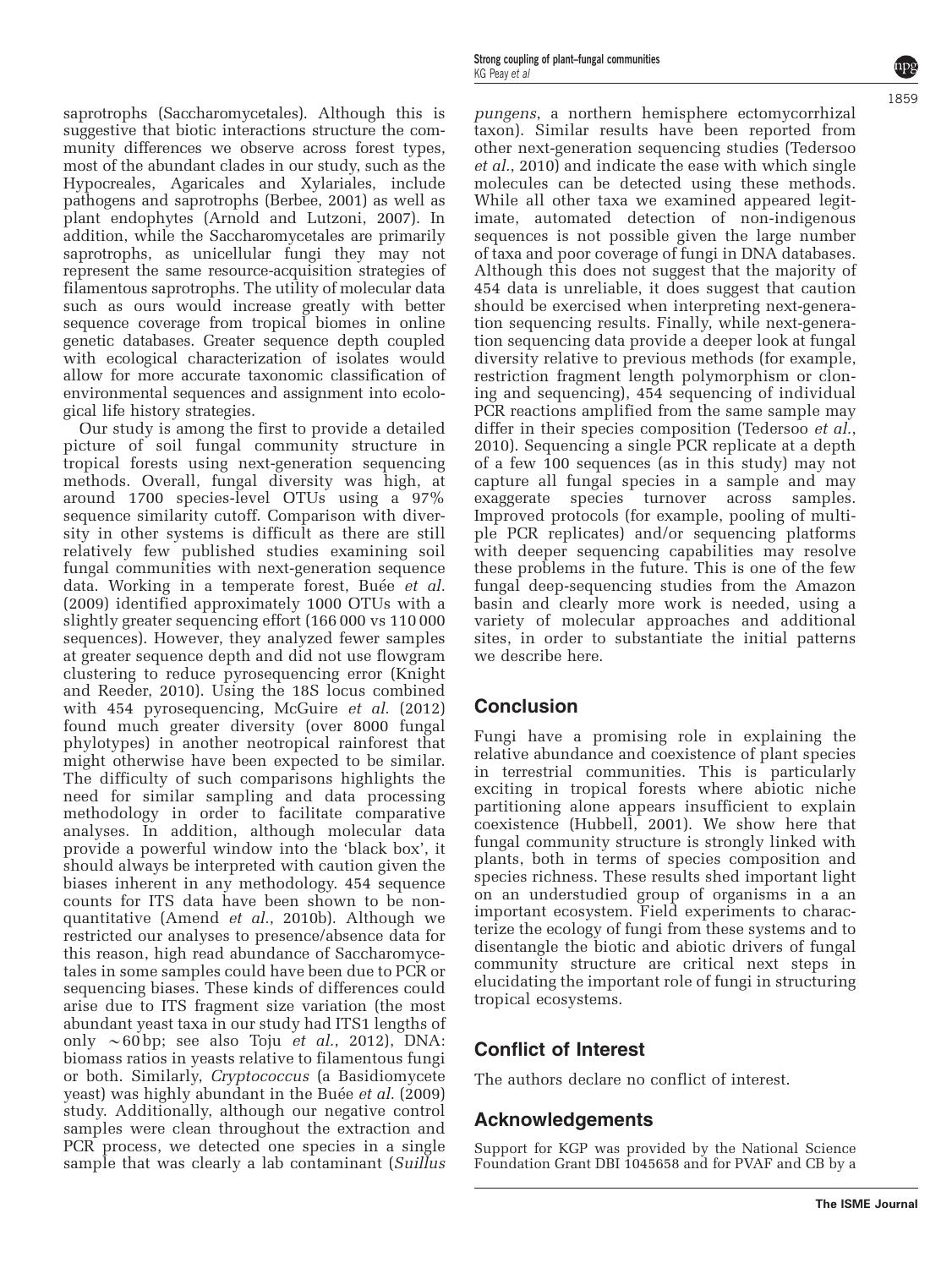saprotrophs (Saccharomycetales). Although this is suggestive that biotic interactions structure the community differences we observe across forest types, most of the abundant clades in our study, such as the Hypocreales, Agaricales and Xylariales, include pathogens and saprotrophs (Berbee, 2001) as well as plant endophytes (Arnold and Lutzoni, 2007). In addition, while the Saccharomycetales are primarily saprotrophs, as unicellular fungi they may not represent the same resource-acquisition strategies of filamentous saprotrophs. The utility of molecular data such as ours would increase greatly with better sequence coverage from tropical biomes in online genetic databases. Greater sequence depth coupled with ecological characterization of isolates would allow for more accurate taxonomic classification of environmental sequences and assignment into ecological life history strategies.

Our study is among the first to provide a detailed picture of soil fungal community structure in tropical forests using next-generation sequencing methods. Overall, fungal diversity was high, at around 1700 species-level OTUs using a 97% sequence similarity cutoff. Comparison with diversity in other systems is difficult as there are still relatively few published studies examining soil fungal communities with next-generation sequence data. Working in a temperate forest, Buée *et al.* (2009) identified approximately 1000 OTUs with a slightly greater sequencing effort (166 000 vs 110 000 sequences). However, they analyzed fewer samples at greater sequence depth and did not use flowgram clustering to reduce pyrosequencing error (Knight and Reeder, 2010). Using the 18S locus combined with 454 pyrosequencing, McGuire *et al.* (2012) found much greater diversity (over 8000 fungal phylotypes) in another neotropical rainforest that might otherwise have been expected to be similar. The difficulty of such comparisons highlights the need for similar sampling and data processing methodology in order to facilitate comparative analyses. In addition, although molecular data provide a powerful window into the 'black box', it should always be interpreted with caution given the biases inherent in any methodology. 454 sequence counts for ITS data have been shown to be non-quantitative (Amend *et al.*, 2010b). Although we restricted our analyses to presence/absence data for this reason, high read abundance of Saccharomycetales in some samples could have been due to PCR or sequencing biases. These kinds of differences could arise due to ITS fragment size variation (the most abundant yeast taxa in our study had ITS1 lengths of only ~60 bp; see also Toju *et al.*, 2012), DNA: biomass ratios in yeasts relative to filamentous fungi or both. Similarly, *Cryptococcus* (a Basidiomycete yeast) was highly abundant in the Buée *et al.* (2009) study. Additionally, although our negative control samples were clean throughout the extraction and PCR process, we detected one species in a single sample that was clearly a lab contaminant (*Suillus pungens*, a northern hemisphere ectomycorrhizal taxon). Similar results have been reported from other next-generation sequencing studies (Tedersoo *et al.*, 2010) and indicate the ease with which single molecules can be detected using these methods. While all other taxa we examined appeared legitimate, automated detection of non-indigenous sequences is not possible given the large number of taxa and poor coverage of fungi in DNA databases. Although this does not suggest that the majority of 454 data is unreliable, it does suggest that caution should be exercised when interpreting next-generation sequencing results. Finally, while next-generation sequencing data provide a deeper look at fungal diversity relative to previous methods (for example, restriction fragment length polymorphism or cloning and sequencing), 454 sequencing of individual PCR reactions amplified from the same sample may differ in their species composition (Tedersoo *et al.*, 2010). Sequencing a single PCR replicate at a depth of a few 100 sequences (as in this study) may not capture all fungal species in a sample and may exaggerate species turnover across samples. Improved protocols (for example, pooling of multiple PCR replicates) and/or sequencing platforms with deeper sequencing capabilities may resolve these problems in the future. This is one of the few fungal deep-sequencing studies from the Amazon basin and clearly more work is needed, using a variety of molecular approaches and additional sites, in order to substantiate the initial patterns we describe here.

## Conclusion

Fungi have a promising role in explaining the relative abundance and coexistence of plant species in terrestrial communities. This is particularly exciting in tropical forests where abiotic niche partitioning alone appears insufficient to explain coexistence (Hubbell, 2001). We show here that fungal community structure is strongly linked with plants, both in terms of species composition and species richness. These results shed important light on an understudied group of organisms in a an important ecosystem. Field experiments to characterize the ecology of fungi from these systems and to disentangle the biotic and abiotic drivers of fungal community structure are critical next steps in elucidating the important role of fungi in structuring tropical ecosystems.

## Conflict of Interest

The authors declare no conflict of interest.

## Acknowledgements

Support for KGP was provided by the National Science Foundation Grant DBI 1045658 and for PVAF and CB by a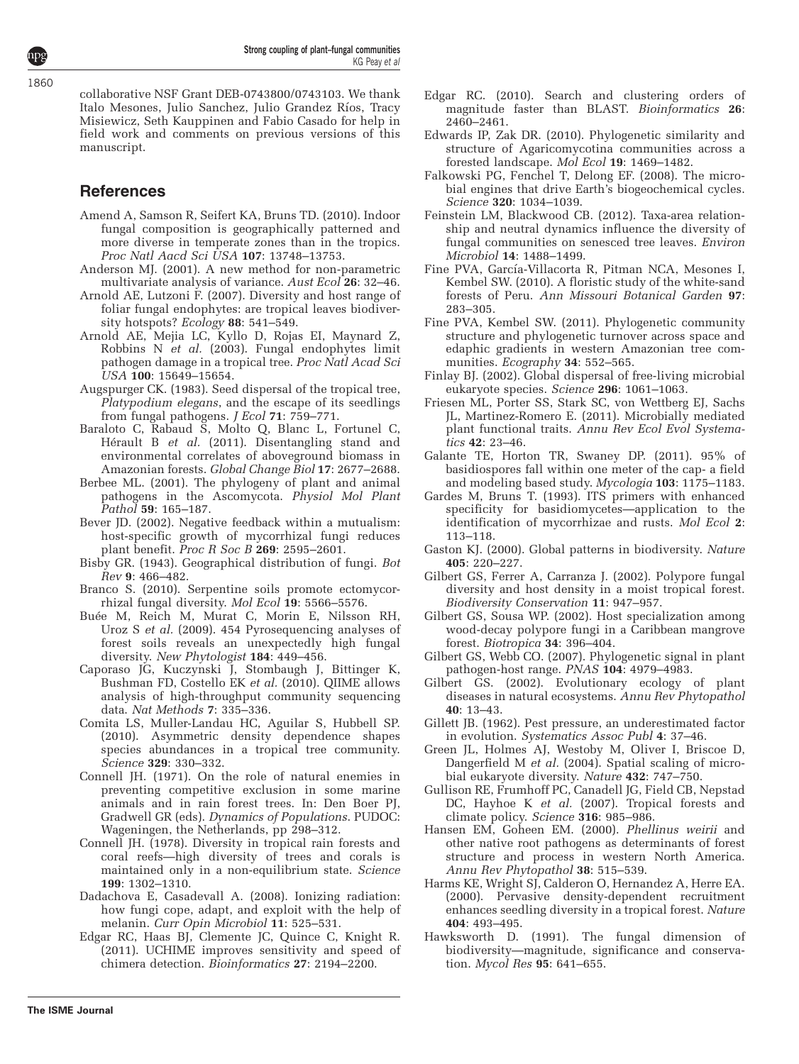collaborative NSF Grant DEB-0743800/0743103. We thank Italo Mesones, Julio Sanchez, Julio Grandez Ríos, Tracy Misiewicz, Seth Kauppinen and Fabio Casado for help in field work and comments on previous versions of this manuscript.

## References

Amend A, Samson R, Seifert KA, Bruns TD. (2010). Indoor fungal composition is geographically patterned and more diverse in temperate zones than in the tropics. *Proc Natl Aacd Sci USA* **107**: 13748–13753.

Anderson MJ. (2001). A new method for non-parametric multivariate analysis of variance. *Aust Ecol* **26**: 32–46.

Arnold AE, Lutzoni F. (2007). Diversity and host range of foliar fungal endophytes: are tropical leaves biodiversity hotspots? *Ecology* **88**: 541–549.

Arnold AE, Mejia LC, Kyllo D, Rojas EI, Maynard Z, Robbins N *et al.* (2003). Fungal endophytes limit pathogen damage in a tropical tree. *Proc Natl Acad Sci USA* **100**: 15649–15654.

Augspurger CK. (1983). Seed dispersal of the tropical tree, *Platypodium elegans*, and the escape of its seedlings from fungal pathogens. *J Ecol* **71**: 759–771.

Baraloto C, Rabaud S, Molto Q, Blanc L, Fortunel C, Hérault B *et al.* (2011). Disentangling stand and environmental correlates of aboveground biomass in Amazonian forests. *Global Change Biol* **17**: 2677–2688.

Berbee ML. (2001). The phylogeny of plant and animal pathogens in the Ascomycota. *Physiol Mol Plant Pathol* **59**: 165–187.

Bever JD. (2002). Negative feedback within a mutualism: host-specific growth of mycorrhizal fungi reduces plant benefit. *Proc R Soc B* **269**: 2595–2601.

Bisby GR. (1943). Geographical distribution of fungi. *Bot Rev* **9**: 466–482.

Branco S. (2010). Serpentine soils promote ectomycorrhizal fungal diversity. *Mol Ecol* **19**: 5566–5576.

Buée M, Reich M, Murat C, Morin E, Nilsson RH, Uroz S *et al.* (2009). 454 Pyrosequencing analyses of forest soils reveals an unexpectedly high fungal diversity. *New Phytologist* **184**: 449–456.

Caporaso JG, Kuczynski J, Stombaugh J, Bittinger K, Bushman FD, Costello EK *et al.* (2010). QIIME allows analysis of high-throughput community sequencing data. *Nat Methods* **7**: 335–336.

Comita LS, Muller-Landau HC, Aguilar S, Hubbell SP. (2010). Asymmetric density dependence shapes species abundances in a tropical tree community. *Science* **329**: 330–332.

Connell JH. (1971). On the role of natural enemies in preventing competitive exclusion in some marine animals and in rain forest trees. In: Den Boer PJ, Gradwell GR (eds). *Dynamics of Populations*. PUDOC: Wageningen, the Netherlands, pp 298–312.

Connell JH. (1978). Diversity in tropical rain forests and coral reefs—high diversity of trees and corals is maintained only in a non-equilibrium state. *Science* **199**: 1302–1310.

Dadachova E, Casadevall A. (2008). Ionizing radiation: how fungi cope, adapt, and exploit with the help of melanin. *Curr Opin Microbiol* **11**: 525–531.

Edgar RC, Haas BJ, Clemente JC, Quince C, Knight R. (2011). UCHIME improves sensitivity and speed of chimera detection. *Bioinformatics* **27**: 2194–2200.

Edgar RC. (2010). Search and clustering orders of magnitude faster than BLAST. *Bioinformatics* **26**: 2460–2461.

Edwards IP, Zak DR. (2010). Phylogenetic similarity and structure of Agaricomycotina communities across a forested landscape. *Mol Ecol* **19**: 1469–1482.

Falkowski PG, Fenchel T, Delong EF. (2008). The microbial engines that drive Earth's biogeochemical cycles. *Science* **320**: 1034–1039.

Feinstein LM, Blackwood CB. (2012). Taxa-area relationship and neutral dynamics influence the diversity of fungal communities on senesced tree leaves. *Environ Microbiol* **14**: 1488–1499.

Fine PVA, García-Villacorta R, Pitman NCA, Mesones I, Kembel SW. (2010). A floristic study of the white-sand forests of Peru. *Ann Missouri Botanical Garden* **97**: 283–305.

Fine PVA, Kembel SW. (2011). Phylogenetic community structure and phylogenetic turnover across space and edaphic gradients in western Amazonian tree communities. *Ecography* **34**: 552–565.

Finlay BJ. (2002). Global dispersal of free-living microbial eukaryote species. *Science* **296**: 1061–1063.

Friesen ML, Porter SS, Stark SC, von Wettberg EJ, Sachs JL, Martinez-Romero E. (2011). Microbially mediated plant functional traits. *Annu Rev Ecol Evol Systematics* **42**: 23–46.

Galante TE, Horton TR, Swaney DP. (2011). 95% of basidiospores fall within one meter of the cap- a field and modeling based study. *Mycologia* **103**: 1175–1183.

Gardes M, Bruns T. (1993). ITS primers with enhanced specificity for basidiomycetes—application to the identification of mycorrhizae and rusts. *Mol Ecol* **2**: 113–118.

Gaston KJ. (2000). Global patterns in biodiversity. *Nature* **405**: 220–227.

Gilbert GS, Ferrer A, Carranza J. (2002). Polypore fungal diversity and host density in a moist tropical forest. *Biodiversity Conservation* **11**: 947–957.

Gilbert GS, Sousa WP. (2002). Host specialization among wood-decay polypore fungi in a Caribbean mangrove forest. *Biotropica* **34**: 396–404.

Gilbert GS, Webb CO. (2007). Phylogenetic signal in plant pathogen-host range. *PNAS* **104**: 4979–4983.

Gilbert GS. (2002). Evolutionary ecology of plant diseases in natural ecosystems. *Annu Rev Phytopathol* **40**: 13–43.

Gillett JB. (1962). Pest pressure, an underestimated factor in evolution. *Systematics Assoc Publ* **4**: 37–46.

Green JL, Holmes AJ, Westoby M, Oliver I, Briscoe D, Dangerfield M *et al.* (2004). Spatial scaling of microbial eukaryote diversity. *Nature* **432**: 747–750.

Gullison RE, Frumhoff PC, Canadell JG, Field CB, Nepstad DC, Hayhoe K *et al.* (2007). Tropical forests and climate policy. *Science* **316**: 985–986.

Hansen EM, Goheen EM. (2000). *Phellinus weirii* and other native root pathogens as determinants of forest structure and process in western North America. *Annu Rev Phytopathol* **38**: 515–539.

Harms KE, Wright SJ, Calderon O, Hernandez A, Herre EA. (2000). Pervasive density-dependent recruitment enhances seedling diversity in a tropical forest. *Nature* **404**: 493–495.

Hawksworth D. (1991). The fungal dimension of biodiversity—magnitude, significance and conservation. *Mycol Res* **95**: 641–655.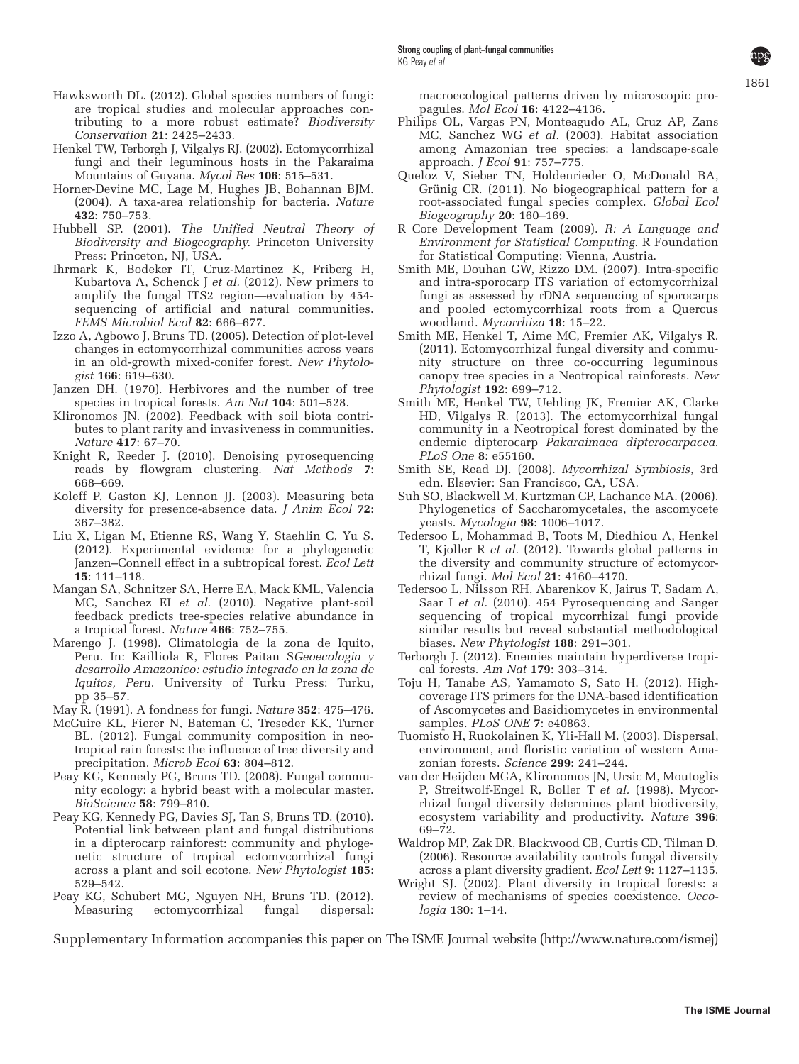Hawksworth DL. (2012). Global species numbers of fungi: are tropical studies and molecular approaches contributing to a more robust estimate? *Biodiversity Conservation* **21**: 2425–2433.

Henkel TW, Terborgh J, Vilgalys RJ. (2002). Ectomycorrhizal fungi and their leguminous hosts in the Pakaraima Mountains of Guyana. *Mycol Res* **106**: 515–531.

Horner-Devine MC, Lage M, Hughes JB, Bohannan BJM. (2004). A taxa-area relationship for bacteria. *Nature* **432**: 750–753.

Hubbell SP. (2001). *The Unified Neutral Theory of Biodiversity and Biogeography*. Princeton University Press: Princeton, NJ, USA.

Ihrmark K, Bodeker IT, Cruz-Martinez K, Friberg H, Kubartova A, Schenck J *et al.* (2012). New primers to amplify the fungal ITS2 region—evaluation by 454-sequencing of artificial and natural communities. *FEMS Microbiol Ecol* **82**: 666–677.

Izzo A, Agbowo J, Bruns TD. (2005). Detection of plot-level changes in ectomycorrhizal communities across years in an old-growth mixed-conifer forest. *New Phytologist* **166**: 619–630.

Janzen DH. (1970). Herbivores and the number of tree species in tropical forests. *Am Nat* **104**: 501–528.

Klironomos JN. (2002). Feedback with soil biota contributes to plant rarity and invasiveness in communities. *Nature* **417**: 67–70.

Knight R, Reeder J. (2010). Denoising pyrosequencing reads by flowgram clustering. *Nat Methods* **7**: 668–669.

Koleff P, Gaston KJ, Lennon JJ. (2003). Measuring beta diversity for presence-absence data. *J Anim Ecol* **72**: 367–382.

Liu X, Ligan M, Etienne RS, Wang Y, Staehlin C, Yu S. (2012). Experimental evidence for a phylogenetic Janzen–Connell effect in a subtropical forest. *Ecol Lett* **15**: 111–118.

Mangan SA, Schnitzer SA, Herre EA, Mack KML, Valencia MC, Sanchez EI *et al.* (2010). Negative plant-soil feedback predicts tree-species relative abundance in a tropical forest. *Nature* **466**: 752–755.

Marengo J. (1998). Climatologia de la zona de Iquito, Peru. In: Kailliola R, Flores Paitan S*Geoecologia y desarrollo Amazonico: estudio integrado en la zona de Iquitos, Peru*. University of Turku Press: Turku, pp 35–57.

May R. (1991). A fondness for fungi. *Nature* **352**: 475–476.

McGuire KL, Fierer N, Bateman C, Treseder KK, Turner BL. (2012). Fungal community composition in neotropical rain forests: the influence of tree diversity and precipitation. *Microb Ecol* **63**: 804–812.

Peay KG, Kennedy PG, Bruns TD. (2008). Fungal community ecology: a hybrid beast with a molecular master. *BioScience* **58**: 799–810.

Peay KG, Kennedy PG, Davies SJ, Tan S, Bruns TD. (2010). Potential link between plant and fungal distributions in a dipterocarp rainforest: community and phylogenetic structure of tropical ectomycorrhizal fungi across a plant and soil ecotone. *New Phytologist* **185**: 529–542.

Peay KG, Schubert MG, Nguyen NH, Bruns TD. (2012). Measuring ectomycorrhizal fungal dispersal: macroecological patterns driven by microscopic propagules. *Mol Ecol* **16**: 4122–4136.

Philips OL, Vargas PN, Monteagudo AL, Cruz AP, Zans MC, Sanchez WG *et al.* (2003). Habitat association among Amazonian tree species: a landscape-scale approach. *J Ecol* **91**: 757–775.

Queloz V, Sieber TN, Holdenrieder O, McDonald BA, Grünig CR. (2011). No biogeographical pattern for a root-associated fungal species complex. *Global Ecol Biogeography* **20**: 160–169.

R Core Development Team (2009). *R: A Language and Environment for Statistical Computing*. R Foundation for Statistical Computing: Vienna, Austria.

Smith ME, Douhan GW, Rizzo DM. (2007). Intra-specific and intra-sporocarp ITS variation of ectomycorrhizal fungi as assessed by rDNA sequencing of sporocarps and pooled ectomycorrhizal roots from a Quercus woodland. *Mycorrhiza* **18**: 15–22.

Smith ME, Henkel T, Aime MC, Fremier AK, Vilgalys R. (2011). Ectomycorrhizal fungal diversity and community structure on three co-occurring leguminous canopy tree species in a Neotropical rainforests. *New Phytologist* **192**: 699–712.

Smith ME, Henkel TW, Uehling JK, Fremier AK, Clarke HD, Vilgalys R. (2013). The ectomycorrhizal fungal community in a Neotropical forest dominated by the endemic dipterocarp *Pakaraimaea dipterocarpacea*. *PLoS One* **8**: e55160.

Smith SE, Read DJ. (2008). *Mycorrhizal Symbiosis*, 3rd edn. Elsevier: San Francisco, CA, USA.

Suh SO, Blackwell M, Kurtzman CP, Lachance MA. (2006). Phylogenetics of Saccharomycetales, the ascomycete yeasts. *Mycologia* **98**: 1006–1017.

Tedersoo L, Mohammad B, Toots M, Diedhiou A, Henkel T, Kjoller R *et al.* (2012). Towards global patterns in the diversity and community structure of ectomycorrhizal fungi. *Mol Ecol* **21**: 4160–4170.

Tedersoo L, Nilsson RH, Abarenkov K, Jairus T, Sadam A, Saar I *et al.* (2010). 454 Pyrosequencing and Sanger sequencing of tropical mycorrhizal fungi provide similar results but reveal substantial methodological biases. *New Phytologist* **188**: 291–301.

Terborgh J. (2012). Enemies maintain hyperdiverse tropical forests. *Am Nat* **179**: 303–314.

Toju H, Tanabe AS, Yamamoto S, Sato H. (2012). High-coverage ITS primers for the DNA-based identification of Ascomycetes and Basidiomycetes in environmental samples. *PLoS ONE* **7**: e40863.

Tuomisto H, Ruokolainen K, Yli-Hall M. (2003). Dispersal, environment, and floristic variation of western Amazonian forests. *Science* **299**: 241–244.

van der Heijden MGA, Klironomos JN, Ursic M, Moutoglis P, Streitwolf-Engel R, Boller T *et al.* (1998). Mycorrhizal fungal diversity determines plant biodiversity, ecosystem variability and productivity. *Nature* **396**: 69–72.

Waldrop MP, Zak DR, Blackwood CB, Curtis CD, Tilman D. (2006). Resource availability controls fungal diversity across a plant diversity gradient. *Ecol Lett* **9**: 1127–1135.

Wright SJ. (2002). Plant diversity in tropical forests: a review of mechanisms of species coexistence. *Oecologia* **130**: 1–14.

Supplementary Information accompanies this paper on The ISME Journal website (http://www.nature.com/ismej)